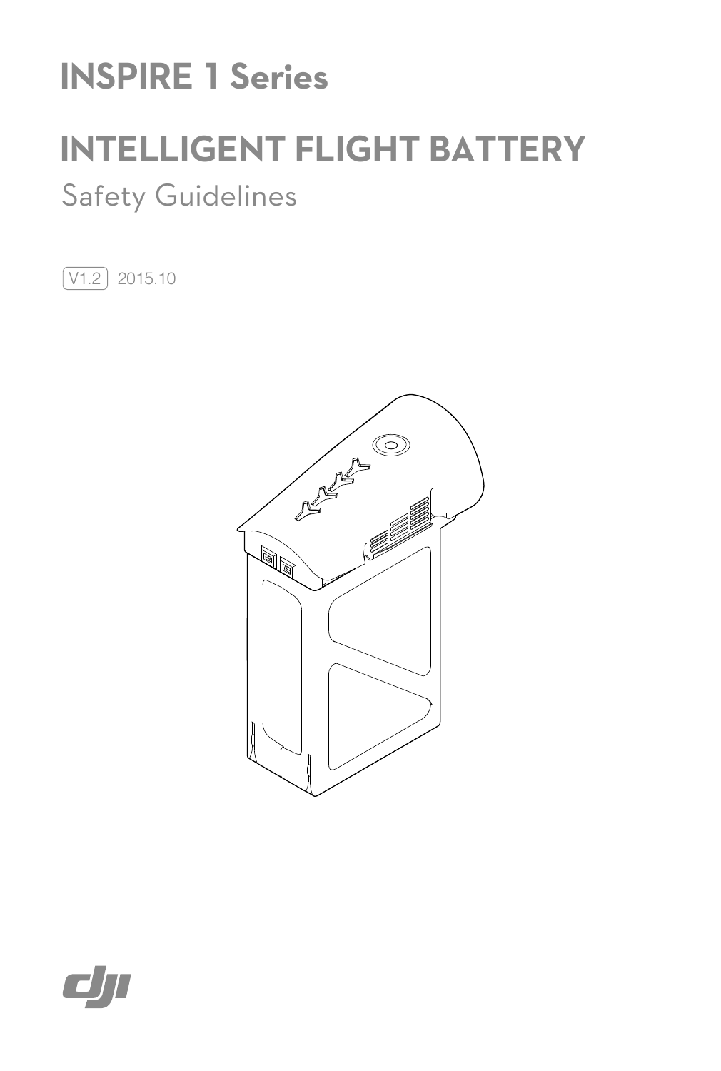# INSPIRE 1 Series

# INTELLIGENT FLIGHT BATTERY

## Safety Guidelines

V1.2 2015.10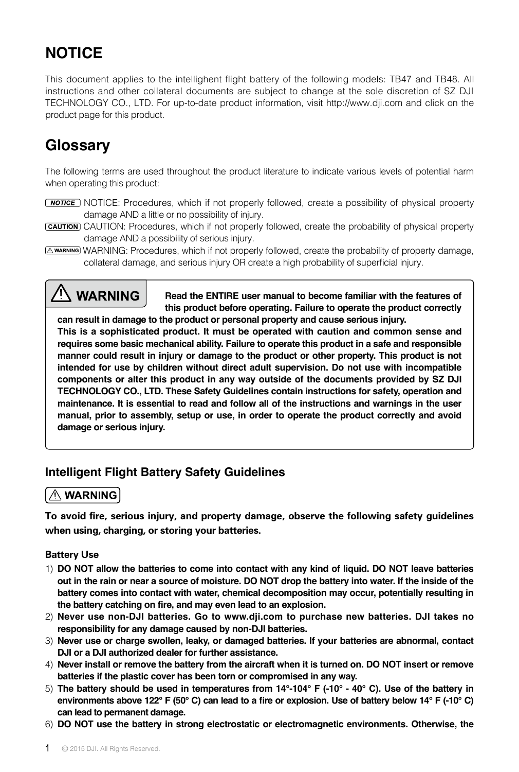# NOTICE

This document applies to the intellighent flight battery of the following models: TB47 and TB48. All instructions and other collateral documents are subject to change at the sole discretion of SZ DJI TECHNOLOGY CO., LTD. For up-to-date product information, visit http://www.dji.com and click on the product page for this product.

# Glossary

The following terms are used throughout the product literature to indicate various levels of potential harm when operating this product:

NOTICE: Procedures, which if not properly followed, create a possibility of physical property damage AND a little or no possibility of injury.

CAUTION: Procedures, which if not properly followed, create the probability of physical property damage AND a possibility of serious injury.

WARNING: Procedures, which if not properly followed, create the probability of property damage, collateral damage, and serious injury OR create a high probability of superficial injury.

**⚠ WARNING**

**Read the ENTIRE user manual to become familiar with the features of this product before operating. Failure to operate the product correctly can result in damage to the product or personal property and cause serious injury.**

**This is a sophisticated product. It must be operated with caution and common sense and requires some basic mechanical ability. Failure to operate this product in a safe and responsible manner could result in injury or damage to the product or other property. This product is not intended for use by children without direct adult supervision. Do not use with incompatible components or alter this product in any way outside of the documents provided by SZ DJI TECHNOLOGY CO., LTD. These Safety Guidelines contain instructions for safety, operation and maintenance. It is essential to read and follow all of the instructions and warnings in the user manual, prior to assembly, setup or use, in order to operate the product correctly and avoid damage or serious injury.**

## Intelligent Flight Battery Safety Guidelines

**⚠ WARNING**

**To avoid fire, serious injury, and property damage, observe the following safety guidelines when using, charging, or storing your batteries.**

### Battery Use

1) **DO NOT allow the batteries to come into contact with any kind of liquid. DO NOT leave batteries out in the rain or near a source of moisture. DO NOT drop the battery into water. If the inside of the battery comes into contact with water, chemical decomposition may occur, potentially resulting in the battery catching on fire, and may even lead to an explosion.**
2) **Never use non-DJI batteries. Go to www.dji.com to purchase new batteries. DJI takes no responsibility for any damage caused by non-DJI batteries.**
3) **Never use or charge swollen, leaky, or damaged batteries. If your batteries are abnormal, contact DJI or a DJI authorized dealer for further assistance.**
4) **Never install or remove the battery from the aircraft when it is turned on. DO NOT insert or remove batteries if the plastic cover has been torn or compromised in any way.**
5) **The battery should be used in temperatures from 14°-104° F (-10° - 40° C). Use of the battery in environments above 122° F (50° C) can lead to a fire or explosion. Use of battery below 14° F (-10° C) can lead to permanent damage.**
6) **DO NOT use the battery in strong electrostatic or electromagnetic environments. Otherwise, the**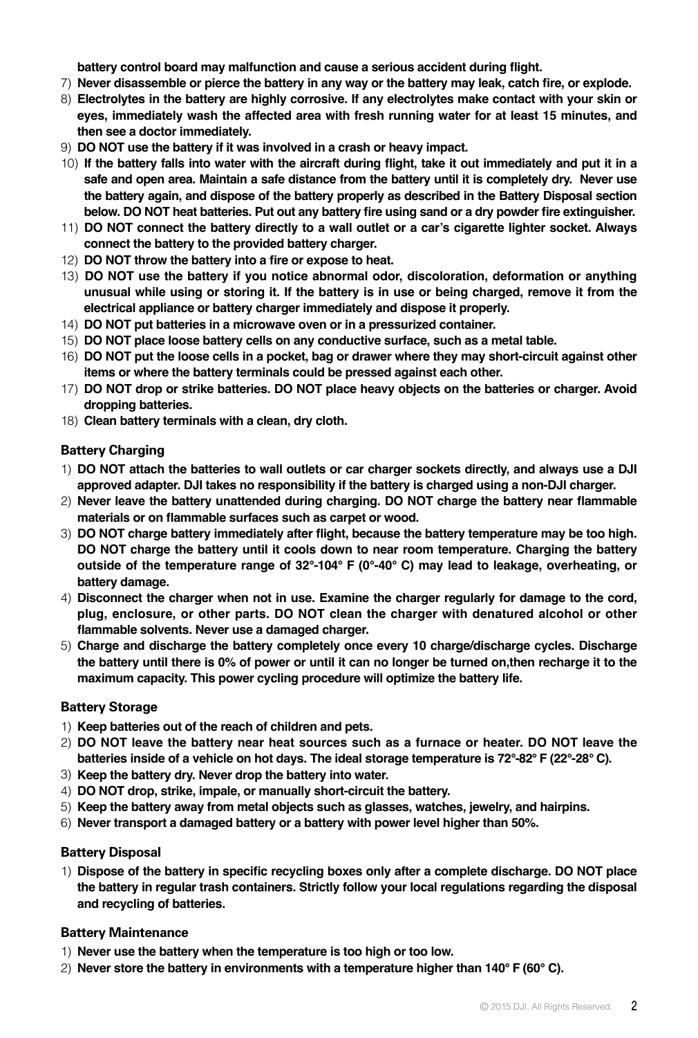**battery control board may malfunction and cause a serious accident during flight.**

7) **Never disassemble or pierce the battery in any way or the battery may leak, catch fire, or explode.**
8) **Electrolytes in the battery are highly corrosive. If any electrolytes make contact with your skin or eyes, immediately wash the affected area with fresh running water for at least 15 minutes, and then see a doctor immediately.**
9) **DO NOT use the battery if it was involved in a crash or heavy impact.**
10) **If the battery falls into water with the aircraft during flight, take it out immediately and put it in a safe and open area. Maintain a safe distance from the battery until it is completely dry. Never use the battery again, and dispose of the battery properly as described in the Battery Disposal section below. DO NOT heat batteries. Put out any battery fire using sand or a dry powder fire extinguisher.**
11) **DO NOT connect the battery directly to a wall outlet or a car's cigarette lighter socket. Always connect the battery to the provided battery charger.**
12) **DO NOT throw the battery into a fire or expose to heat.**
13) **DO NOT use the battery if you notice abnormal odor, discoloration, deformation or anything unusual while using or storing it. If the battery is in use or being charged, remove it from the electrical appliance or battery charger immediately and dispose it properly.**
14) **DO NOT put batteries in a microwave oven or in a pressurized container.**
15) **DO NOT place loose battery cells on any conductive surface, such as a metal table.**
16) **DO NOT put the loose cells in a pocket, bag or drawer where they may short-circuit against other items or where the battery terminals could be pressed against each other.**
17) **DO NOT drop or strike batteries. DO NOT place heavy objects on the batteries or charger. Avoid dropping batteries.**
18) **Clean battery terminals with a clean, dry cloth.**

### Battery Charging

1) **DO NOT attach the batteries to wall outlets or car charger sockets directly, and always use a DJI approved adapter. DJI takes no responsibility if the battery is charged using a non-DJI charger.**
2) **Never leave the battery unattended during charging. DO NOT charge the battery near flammable materials or on flammable surfaces such as carpet or wood.**
3) **DO NOT charge battery immediately after flight, because the battery temperature may be too high. DO NOT charge the battery until it cools down to near room temperature. Charging the battery outside of the temperature range of 32°-104° F (0°-40° C) may lead to leakage, overheating, or battery damage.**
4) **Disconnect the charger when not in use. Examine the charger regularly for damage to the cord, plug, enclosure, or other parts. DO NOT clean the charger with denatured alcohol or other flammable solvents. Never use a damaged charger.**
5) **Charge and discharge the battery completely once every 10 charge/discharge cycles. Discharge the battery until there is 0% of power or until it can no longer be turned on,then recharge it to the maximum capacity. This power cycling procedure will optimize the battery life.**

### Battery Storage

1) **Keep batteries out of the reach of children and pets.**
2) **DO NOT leave the battery near heat sources such as a furnace or heater. DO NOT leave the batteries inside of a vehicle on hot days. The ideal storage temperature is 72°-82° F (22°-28° C).**
3) **Keep the battery dry. Never drop the battery into water.**
4) **DO NOT drop, strike, impale, or manually short-circuit the battery.**
5) **Keep the battery away from metal objects such as glasses, watches, jewelry, and hairpins.**
6) **Never transport a damaged battery or a battery with power level higher than 50%.**

### Battery Disposal

1) **Dispose of the battery in specific recycling boxes only after a complete discharge. DO NOT place the battery in regular trash containers. Strictly follow your local regulations regarding the disposal and recycling of batteries.**

### Battery Maintenance

1) **Never use the battery when the temperature is too high or too low.**
2) **Never store the battery in environments with a temperature higher than 140° F (60° C).**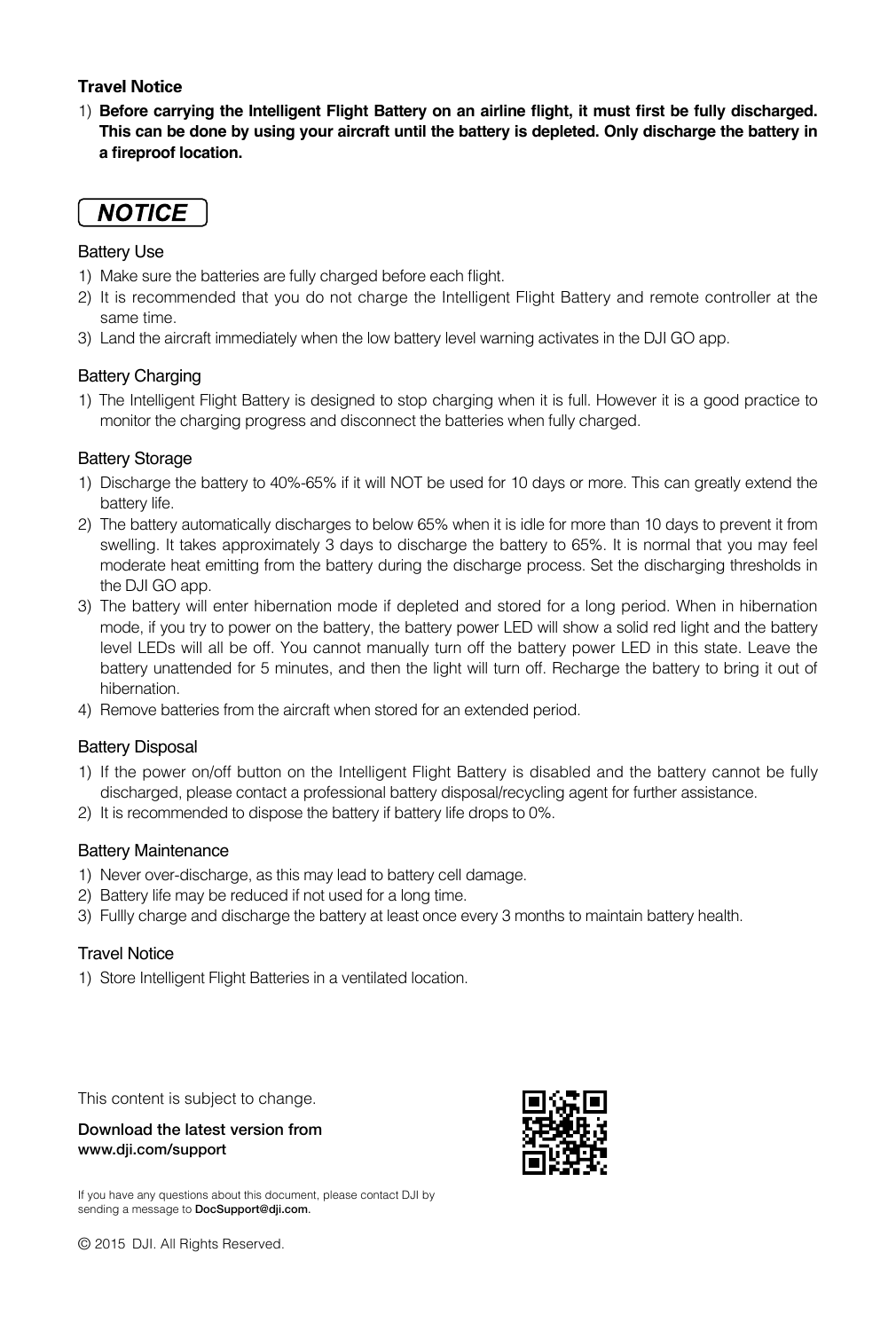**Travel Notice**

1) **Before carrying the Intelligent Flight Battery on an airline flight, it must first be fully discharged. This can be done by using your aircraft until the battery is depleted. Only discharge the battery in a fireproof location.**

## *NOTICE*

### Battery Use

1) Make sure the batteries are fully charged before each flight.
2) It is recommended that you do not charge the Intelligent Flight Battery and remote controller at the same time.
3) Land the aircraft immediately when the low battery level warning activates in the DJI GO app.

### Battery Charging

1) The Intelligent Flight Battery is designed to stop charging when it is full. However it is a good practice to monitor the charging progress and disconnect the batteries when fully charged.

### Battery Storage

1) Discharge the battery to 40%-65% if it will NOT be used for 10 days or more. This can greatly extend the battery life.
2) The battery automatically discharges to below 65% when it is idle for more than 10 days to prevent it from swelling. It takes approximately 3 days to discharge the battery to 65%. It is normal that you may feel moderate heat emitting from the battery during the discharge process. Set the discharging thresholds in the DJI GO app.
3) The battery will enter hibernation mode if depleted and stored for a long period. When in hibernation mode, if you try to power on the battery, the battery power LED will show a solid red light and the battery level LEDs will all be off. You cannot manually turn off the battery power LED in this state. Leave the battery unattended for 5 minutes, and then the light will turn off. Recharge the battery to bring it out of hibernation.
4) Remove batteries from the aircraft when stored for an extended period.

### Battery Disposal

1) If the power on/off button on the Intelligent Flight Battery is disabled and the battery cannot be fully discharged, please contact a professional battery disposal/recycling agent for further assistance.
2) It is recommended to dispose the battery if battery life drops to 0%.

### Battery Maintenance

1) Never over-discharge, as this may lead to battery cell damage.
2) Battery life may be reduced if not used for a long time.
3) Fullly charge and discharge the battery at least once every 3 months to maintain battery health.

### Travel Notice

1) Store Intelligent Flight Batteries in a ventilated location.

This content is subject to change.

**Download the latest version from www.dji.com/support**

If you have any questions about this document, please contact DJI by sending a message to **DocSupport@dji.com.**

© 2015 DJI. All Rights Reserved.